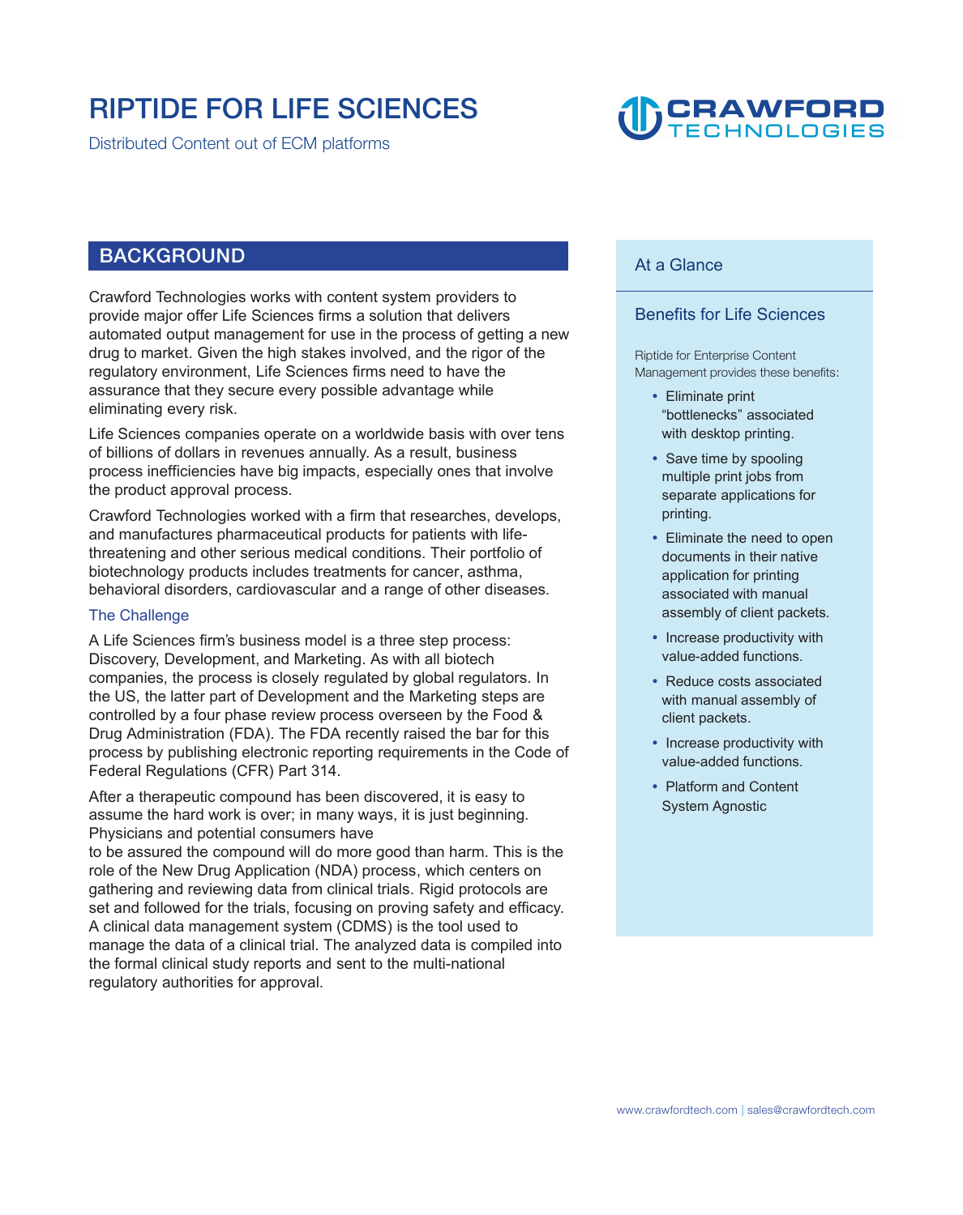# RIPTIDE FOR LIFE SCIENCES

Distributed Content out of ECM platforms

## BACKGROUND

Crawford Technologies works with content system providers to provide major offer Life Sciences firms a solution that delivers automated output management for use in the process of getting a new drug to market. Given the high stakes involved, and the rigor of the regulatory environment, Life Sciences firms need to have the assurance that they secure every possible advantage while eliminating every risk.

Life Sciences companies operate on a worldwide basis with over tens of billions of dollars in revenues annually. As a result, business process inefficiencies have big impacts, especially ones that involve the product approval process.

Crawford Technologies worked with a firm that researches, develops, and manufactures pharmaceutical products for patients with life-threatening and other serious medical conditions. Their portfolio of biotechnology products includes treatments for cancer, asthma, behavioral disorders, cardiovascular and a range of other diseases.

### The Challenge

A Life Sciences firm's business model is a three step process: Discovery, Development, and Marketing. As with all biotech companies, the process is closely regulated by global regulators. In the US, the latter part of Development and the Marketing steps are controlled by a four phase review process overseen by the Food & Drug Administration (FDA). The FDA recently raised the bar for this process by publishing electronic reporting requirements in the Code of Federal Regulations (CFR) Part 314.

After a therapeutic compound has been discovered, it is easy to assume the hard work is over; in many ways, it is just beginning. Physicians and potential consumers have to be assured the compound will do more good than harm. This is the role of the New Drug Application (NDA) process, which centers on gathering and reviewing data from clinical trials. Rigid protocols are set and followed for the trials, focusing on proving safety and efficacy. A clinical data management system (CDMS) is the tool used to manage the data of a clinical trial. The analyzed data is compiled into the formal clinical study reports and sent to the multi-national regulatory authorities for approval.

## At a Glance

### Benefits for Life Sciences

Riptide for Enterprise Content Management provides these benefits:

- Eliminate print "bottlenecks" associated with desktop printing.
- Save time by spooling multiple print jobs from separate applications for printing.
- Eliminate the need to open documents in their native application for printing associated with manual assembly of client packets.
- Increase productivity with value-added functions.
- Reduce costs associated with manual assembly of client packets.
- Increase productivity with value-added functions.
- Platform and Content System Agnostic

www.crawfordtech.com | sales@crawfordtech.com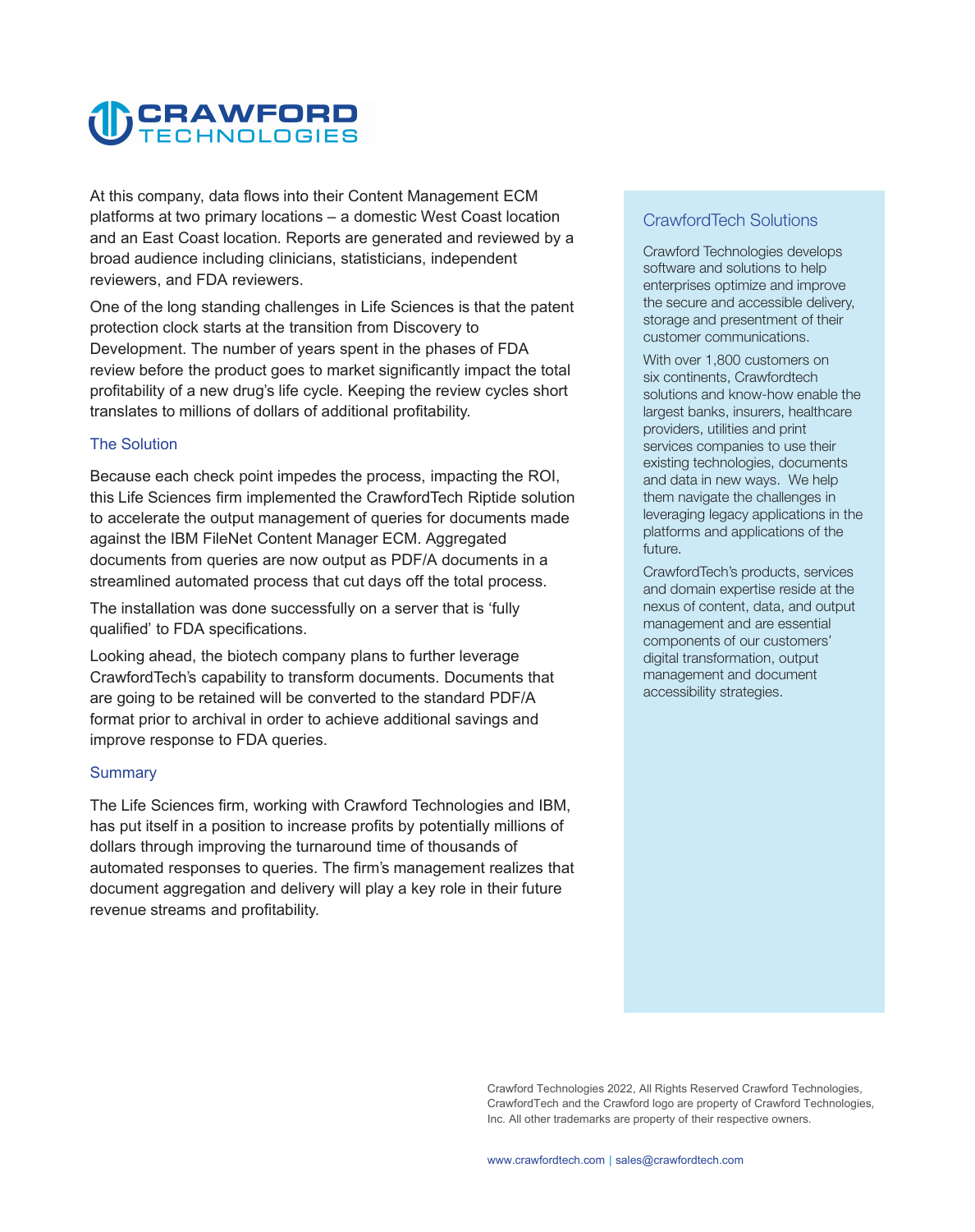# CRAWFORD TECHNOLOGIES

At this company, data flows into their Content Management ECM platforms at two primary locations – a domestic West Coast location and an East Coast location. Reports are generated and reviewed by a broad audience including clinicians, statisticians, independent reviewers, and FDA reviewers.

One of the long standing challenges in Life Sciences is that the patent protection clock starts at the transition from Discovery to Development. The number of years spent in the phases of FDA review before the product goes to market significantly impact the total profitability of a new drug's life cycle. Keeping the review cycles short translates to millions of dollars of additional profitability.

## The Solution

Because each check point impedes the process, impacting the ROI, this Life Sciences firm implemented the CrawfordTech Riptide solution to accelerate the output management of queries for documents made against the IBM FileNet Content Manager ECM. Aggregated documents from queries are now output as PDF/A documents in a streamlined automated process that cut days off the total process.

The installation was done successfully on a server that is 'fully qualified' to FDA specifications.

Looking ahead, the biotech company plans to further leverage CrawfordTech's capability to transform documents. Documents that are going to be retained will be converted to the standard PDF/A format prior to archival in order to achieve additional savings and improve response to FDA queries.

## Summary

The Life Sciences firm, working with Crawford Technologies and IBM, has put itself in a position to increase profits by potentially millions of dollars through improving the turnaround time of thousands of automated responses to queries. The firm's management realizes that document aggregation and delivery will play a key role in their future revenue streams and profitability.

## CrawfordTech Solutions

Crawford Technologies develops software and solutions to help enterprises optimize and improve the secure and accessible delivery, storage and presentment of their customer communications.

With over 1,800 customers on six continents, Crawfordtech solutions and know-how enable the largest banks, insurers, healthcare providers, utilities and print services companies to use their existing technologies, documents and data in new ways. We help them navigate the challenges in leveraging legacy applications in the platforms and applications of the future.

CrawfordTech's products, services and domain expertise reside at the nexus of content, data, and output management and are essential components of our customers' digital transformation, output management and document accessibility strategies.

Crawford Technologies 2022, All Rights Reserved Crawford Technologies, CrawfordTech and the Crawford logo are property of Crawford Technologies, Inc. All other trademarks are property of their respective owners.

www.crawfordtech.com | sales@crawfordtech.com